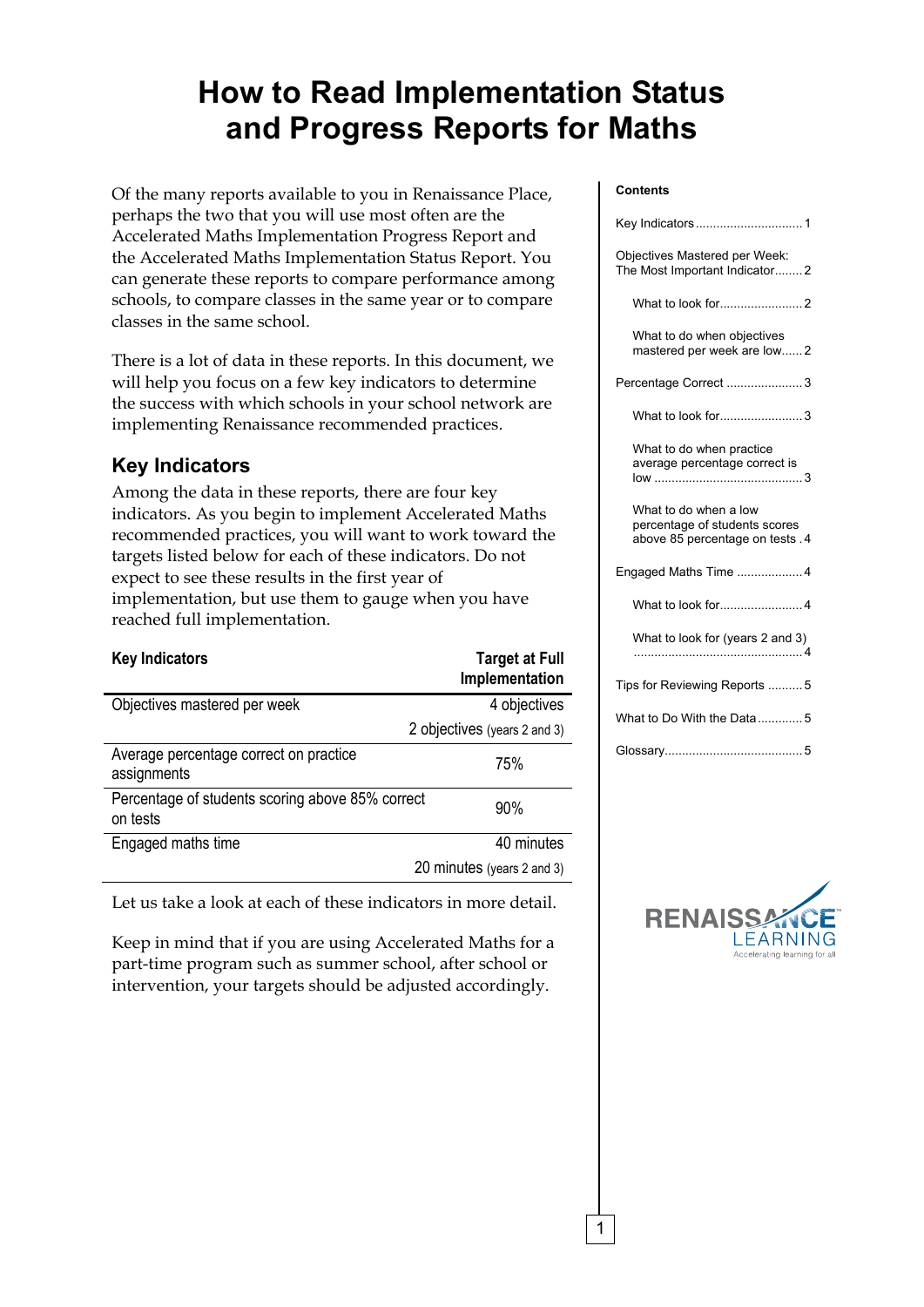# How to Read Implementation Status and Progress Reports for Maths

Of the many reports available to you in Renaissance Place, perhaps the two that you will use most often are the Accelerated Maths Implementation Progress Report and the Accelerated Maths Implementation Status Report. You can generate these reports to compare performance among schools, to compare classes in the same year or to compare classes in the same school.

There is a lot of data in these reports. In this document, we will help you focus on a few key indicators to determine the success with which schools in your school network are implementing Renaissance recommended practices.

## Key Indicators

Among the data in these reports, there are four key indicators. As you begin to implement Accelerated Maths recommended practices, you will want to work toward the targets listed below for each of these indicators. Do not expect to see these results in the first year of implementation, but use them to gauge when you have reached full implementation.

| Key Indicators | Target at Full Implementation |
|---|---|
| Objectives mastered per week | 4 objectives |
| | 2 objectives (years 2 and 3) |
| Average percentage correct on practice assignments | 75% |
| Percentage of students scoring above 85% correct on tests | 90% |
| Engaged maths time | 40 minutes |
| | 20 minutes (years 2 and 3) |

Let us take a look at each of these indicators in more detail.

Keep in mind that if you are using Accelerated Maths for a part-time program such as summer school, after school or intervention, your targets should be adjusted accordingly.

**Contents**

- Key Indicators ... 1
- Objectives Mastered per Week: The Most Important Indicator ... 2
  - What to look for ... 2
  - What to do when objectives mastered per week are low ... 2
- Percentage Correct ... 3
  - What to look for ... 3
  - What to do when practice average percentage correct is low ... 3
  - What to do when a low percentage of students scores above 85 percentage on tests ... 4
- Engaged Maths Time ... 4
  - What to look for ... 4
  - What to look for (years 2 and 3) ... 4
- Tips for Reviewing Reports ... 5
- What to Do With the Data ... 5
- Glossary ... 5

RENAISSANCE LEARNING
Accelerating learning for all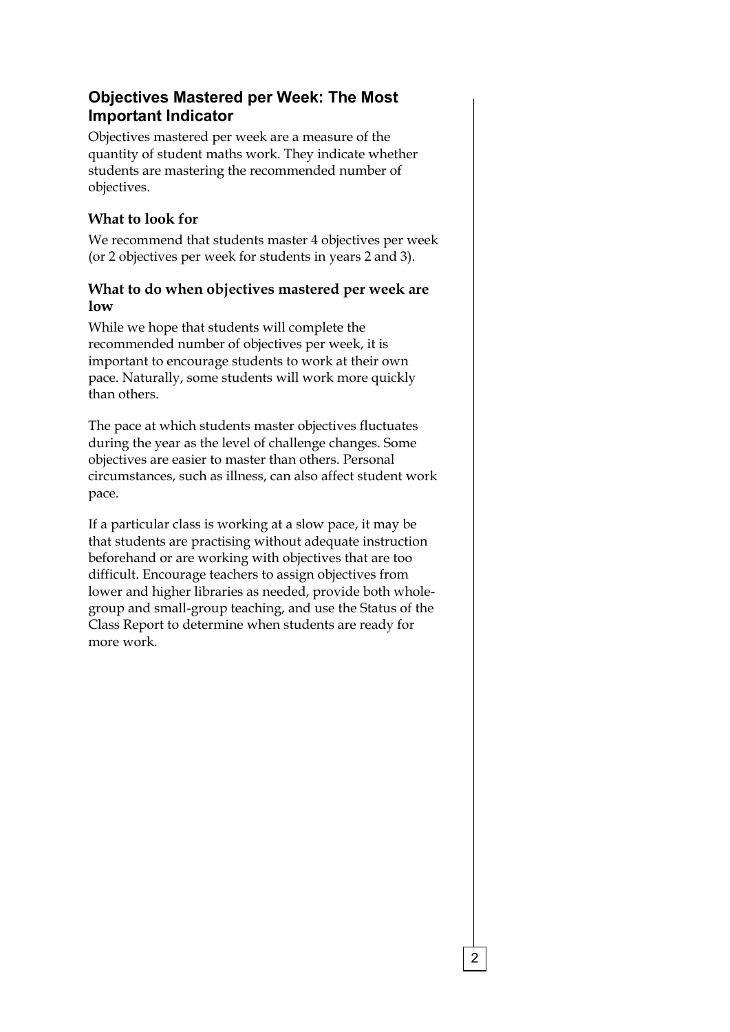## Objectives Mastered per Week: The Most Important Indicator

Objectives mastered per week are a measure of the quantity of student maths work. They indicate whether students are mastering the recommended number of objectives.

### What to look for

We recommend that students master 4 objectives per week (or 2 objectives per week for students in years 2 and 3).

### What to do when objectives mastered per week are low

While we hope that students will complete the recommended number of objectives per week, it is important to encourage students to work at their own pace. Naturally, some students will work more quickly than others.

The pace at which students master objectives fluctuates during the year as the level of challenge changes. Some objectives are easier to master than others. Personal circumstances, such as illness, can also affect student work pace.

If a particular class is working at a slow pace, it may be that students are practising without adequate instruction beforehand or are working with objectives that are too difficult. Encourage teachers to assign objectives from lower and higher libraries as needed, provide both whole-group and small-group teaching, and use the Status of the Class Report to determine when students are ready for more work.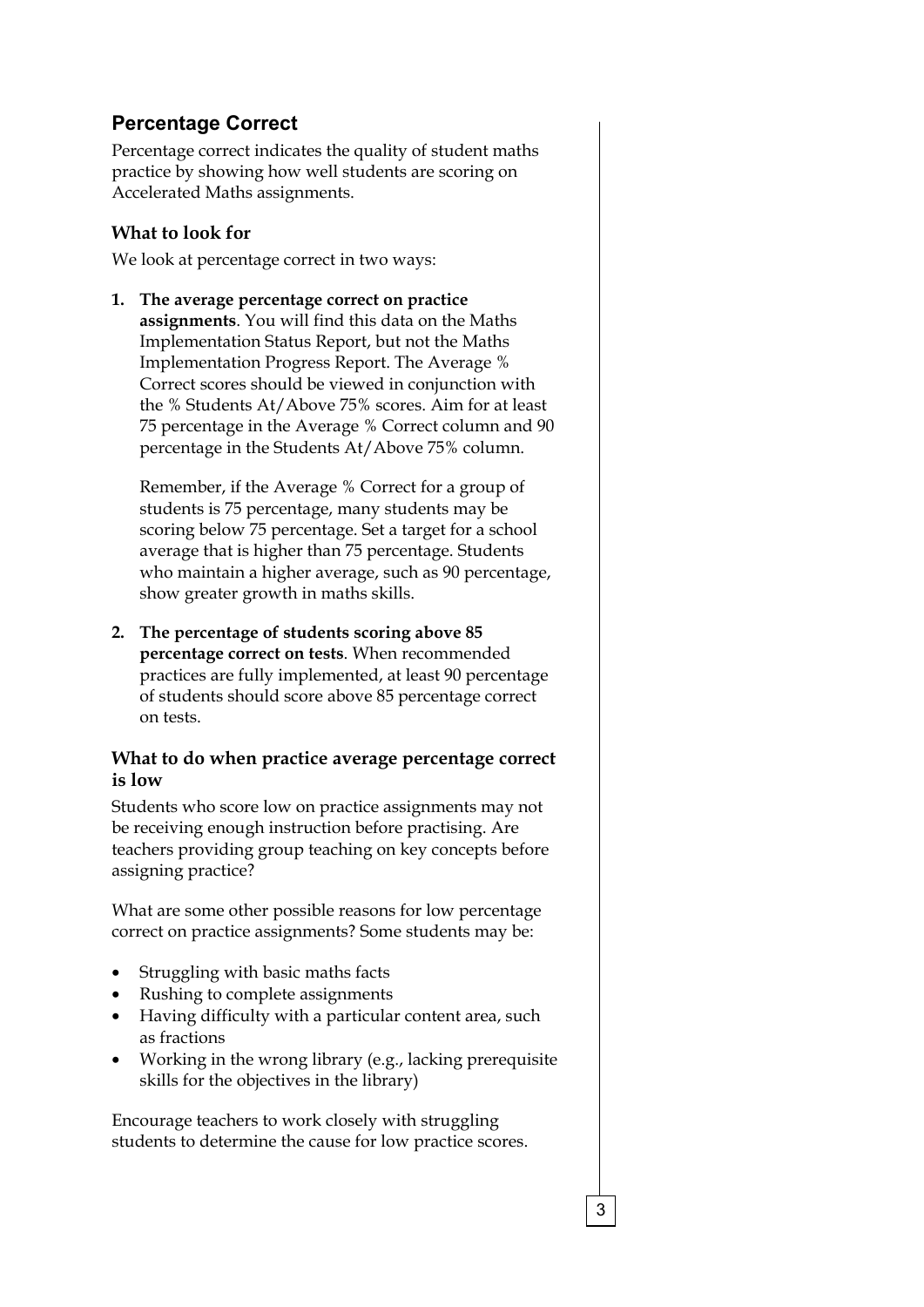## Percentage Correct

Percentage correct indicates the quality of student maths practice by showing how well students are scoring on Accelerated Maths assignments.

### What to look for

We look at percentage correct in two ways:

1. **The average percentage correct on practice assignments**. You will find this data on the Maths Implementation Status Report, but not the Maths Implementation Progress Report. The Average % Correct scores should be viewed in conjunction with the % Students At/Above 75% scores. Aim for at least 75 percentage in the Average % Correct column and 90 percentage in the Students At/Above 75% column.

   Remember, if the Average % Correct for a group of students is 75 percentage, many students may be scoring below 75 percentage. Set a target for a school average that is higher than 75 percentage. Students who maintain a higher average, such as 90 percentage, show greater growth in maths skills.

2. **The percentage of students scoring above 85 percentage correct on tests**. When recommended practices are fully implemented, at least 90 percentage of students should score above 85 percentage correct on tests.

### What to do when practice average percentage correct is low

Students who score low on practice assignments may not be receiving enough instruction before practising. Are teachers providing group teaching on key concepts before assigning practice?

What are some other possible reasons for low percentage correct on practice assignments? Some students may be:

- Struggling with basic maths facts
- Rushing to complete assignments
- Having difficulty with a particular content area, such as fractions
- Working in the wrong library (e.g., lacking prerequisite skills for the objectives in the library)

Encourage teachers to work closely with struggling students to determine the cause for low practice scores.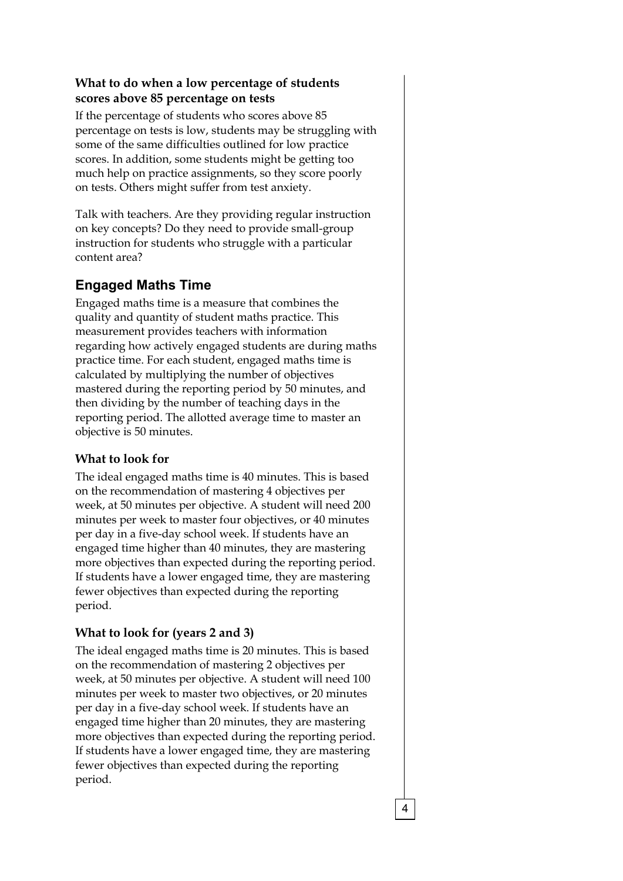### What to do when a low percentage of students scores above 85 percentage on tests

If the percentage of students who scores above 85 percentage on tests is low, students may be struggling with some of the same difficulties outlined for low practice scores. In addition, some students might be getting too much help on practice assignments, so they score poorly on tests. Others might suffer from test anxiety.

Talk with teachers. Are they providing regular instruction on key concepts? Do they need to provide small-group instruction for students who struggle with a particular content area?

## Engaged Maths Time

Engaged maths time is a measure that combines the quality and quantity of student maths practice. This measurement provides teachers with information regarding how actively engaged students are during maths practice time. For each student, engaged maths time is calculated by multiplying the number of objectives mastered during the reporting period by 50 minutes, and then dividing by the number of teaching days in the reporting period. The allotted average time to master an objective is 50 minutes.

### What to look for

The ideal engaged maths time is 40 minutes. This is based on the recommendation of mastering 4 objectives per week, at 50 minutes per objective. A student will need 200 minutes per week to master four objectives, or 40 minutes per day in a five-day school week. If students have an engaged time higher than 40 minutes, they are mastering more objectives than expected during the reporting period. If students have a lower engaged time, they are mastering fewer objectives than expected during the reporting period.

### What to look for (years 2 and 3)

The ideal engaged maths time is 20 minutes. This is based on the recommendation of mastering 2 objectives per week, at 50 minutes per objective. A student will need 100 minutes per week to master two objectives, or 20 minutes per day in a five-day school week. If students have an engaged time higher than 20 minutes, they are mastering more objectives than expected during the reporting period. If students have a lower engaged time, they are mastering fewer objectives than expected during the reporting period.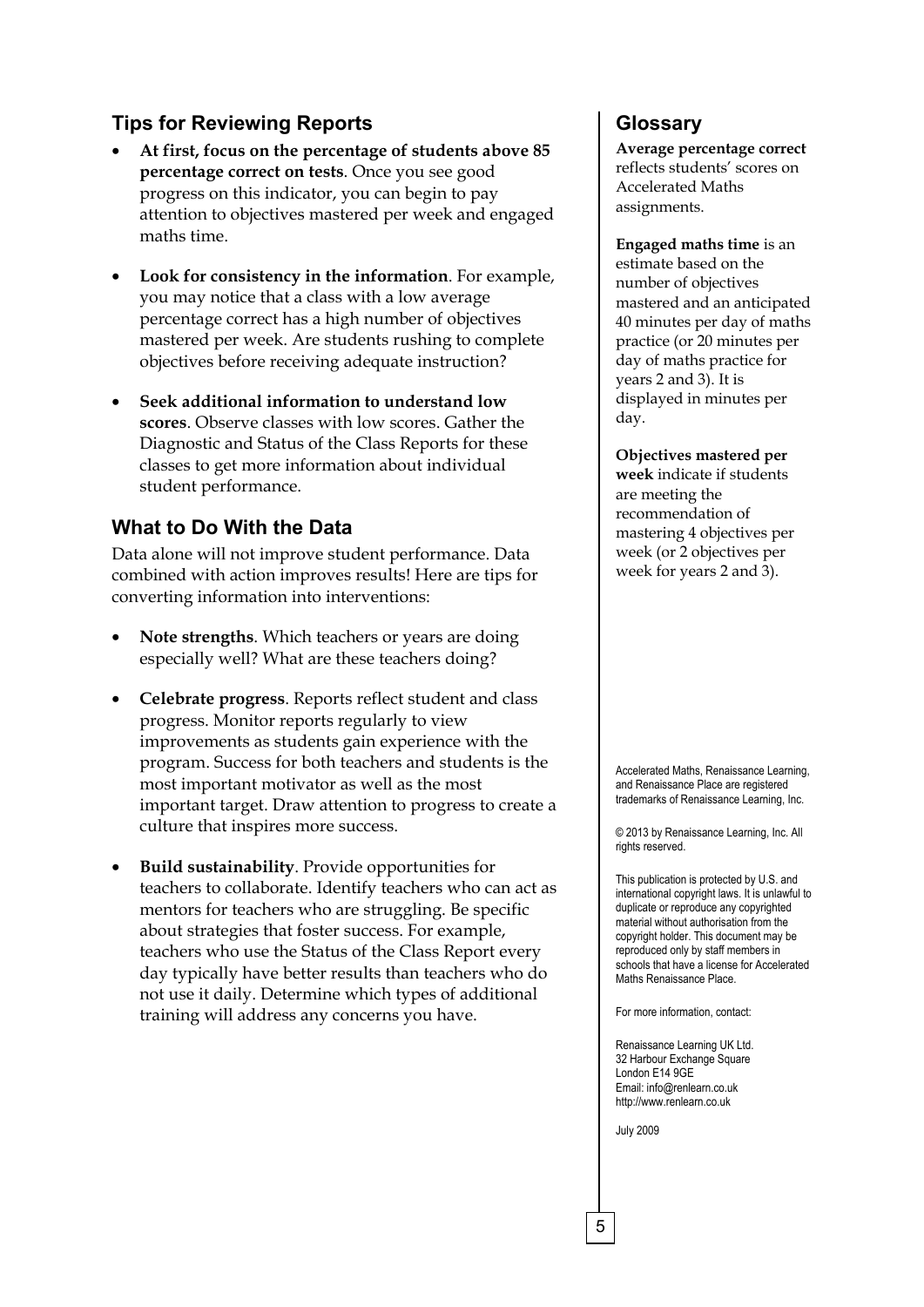## Tips for Reviewing Reports

- **At first, focus on the percentage of students above 85 percentage correct on tests**. Once you see good progress on this indicator, you can begin to pay attention to objectives mastered per week and engaged maths time.
- **Look for consistency in the information**. For example, you may notice that a class with a low average percentage correct has a high number of objectives mastered per week. Are students rushing to complete objectives before receiving adequate instruction?
- **Seek additional information to understand low scores**. Observe classes with low scores. Gather the Diagnostic and Status of the Class Reports for these classes to get more information about individual student performance.

## What to Do With the Data

Data alone will not improve student performance. Data combined with action improves results! Here are tips for converting information into interventions:

- **Note strengths**. Which teachers or years are doing especially well? What are these teachers doing?
- **Celebrate progress**. Reports reflect student and class progress. Monitor reports regularly to view improvements as students gain experience with the program. Success for both teachers and students is the most important motivator as well as the most important target. Draw attention to progress to create a culture that inspires more success.
- **Build sustainability**. Provide opportunities for teachers to collaborate. Identify teachers who can act as mentors for teachers who are struggling. Be specific about strategies that foster success. For example, teachers who use the Status of the Class Report every day typically have better results than teachers who do not use it daily. Determine which types of additional training will address any concerns you have.

## Glossary

**Average percentage correct** reflects students' scores on Accelerated Maths assignments.

**Engaged maths time** is an estimate based on the number of objectives mastered and an anticipated 40 minutes per day of maths practice (or 20 minutes per day of maths practice for years 2 and 3). It is displayed in minutes per day.

**Objectives mastered per week** indicate if students are meeting the recommendation of mastering 4 objectives per week (or 2 objectives per week for years 2 and 3).

Accelerated Maths, Renaissance Learning, and Renaissance Place are registered trademarks of Renaissance Learning, Inc.

© 2013 by Renaissance Learning, Inc. All rights reserved.

This publication is protected by U.S. and international copyright laws. It is unlawful to duplicate or reproduce any copyrighted material without authorisation from the copyright holder. This document may be reproduced only by staff members in schools that have a license for Accelerated Maths Renaissance Place.

For more information, contact:

Renaissance Learning UK Ltd.
32 Harbour Exchange Square
London E14 9GE
Email: info@renlearn.co.uk
http://www.renlearn.co.uk

July 2009